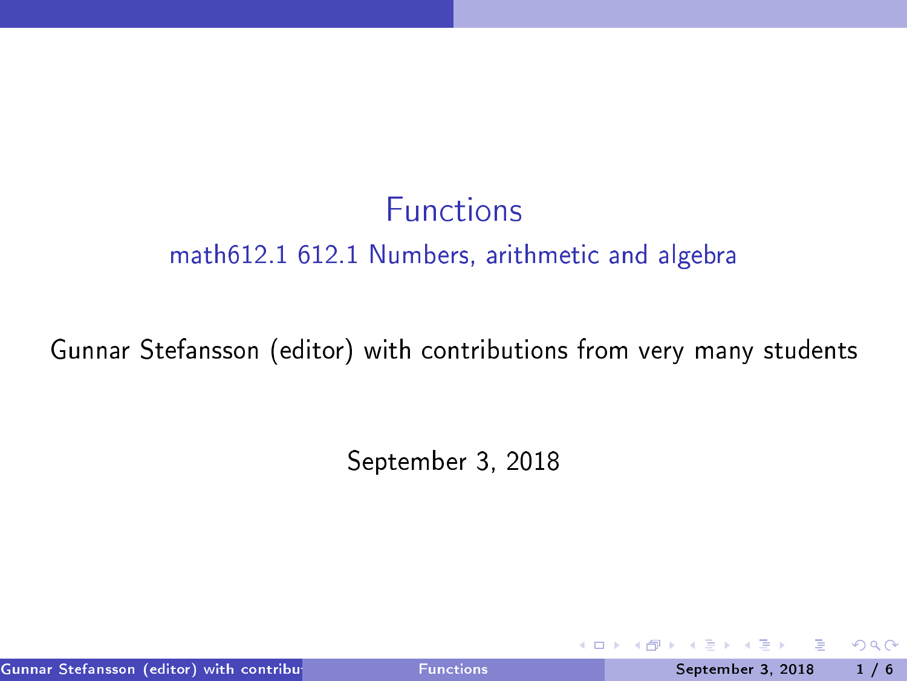# Functions

## math612.1 612.1 Numbers, arithmetic and algebra

Gunnar Stefansson (editor) with contributions from very many students

September 3, 2018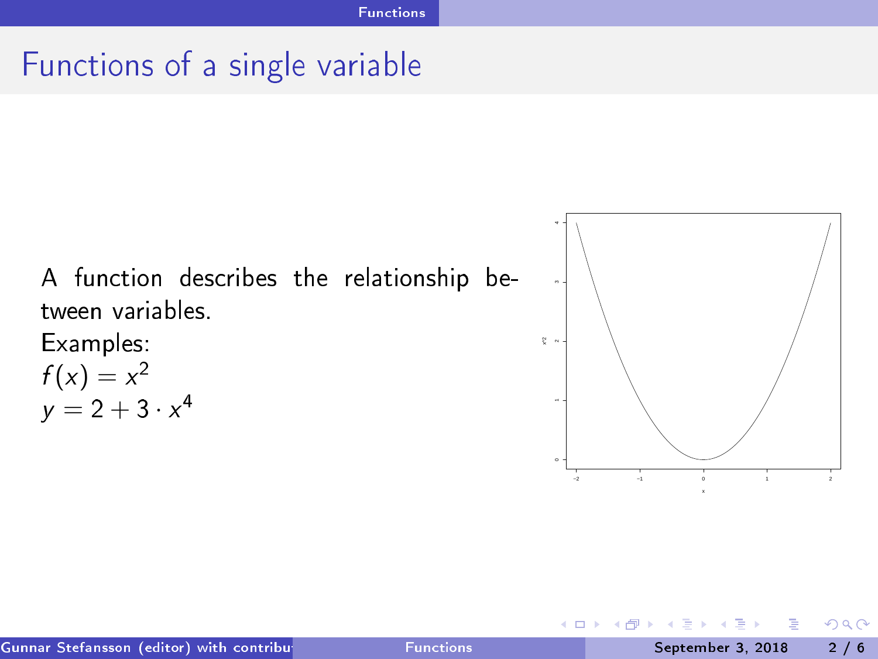# Functions of a single variable

A function describes the relationship between variables.

Examples:

$f(x) = x^2$

$y = 2 + 3 \cdot x^4$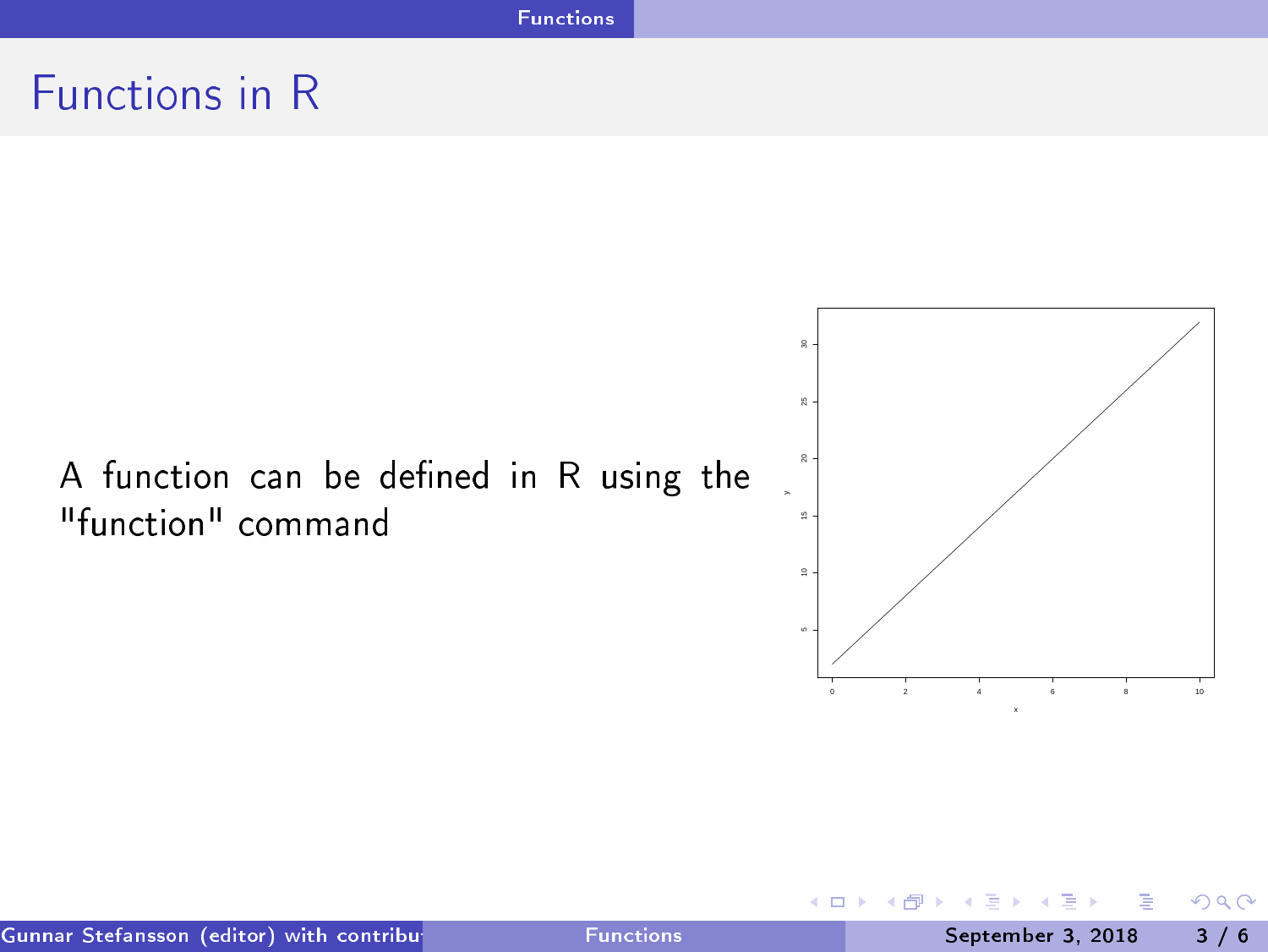# Functions in R

A function can be defined in R using the "function" command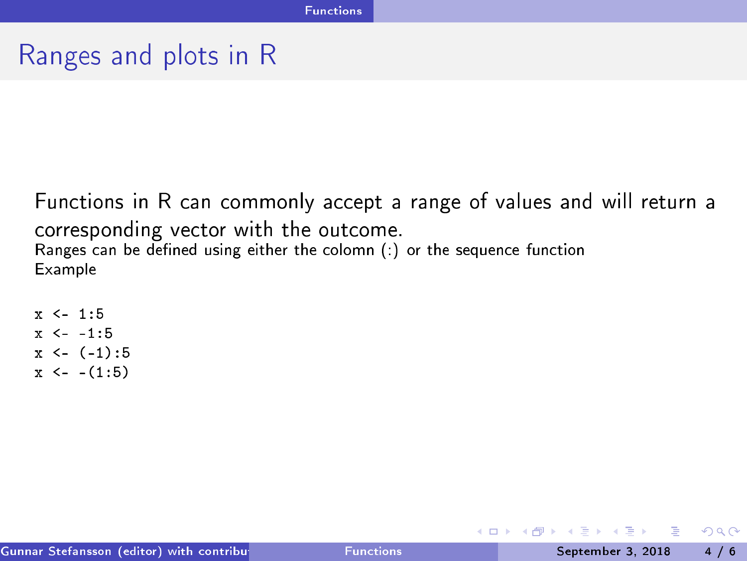# Ranges and plots in R

Functions in R can commonly accept a range of values and will return a corresponding vector with the outcome.

Ranges can be defined using either the colomn (:) or the sequence function

Example

```
x <- 1:5
x <- -1:5
x <- (-1):5
x <- -(1:5)
```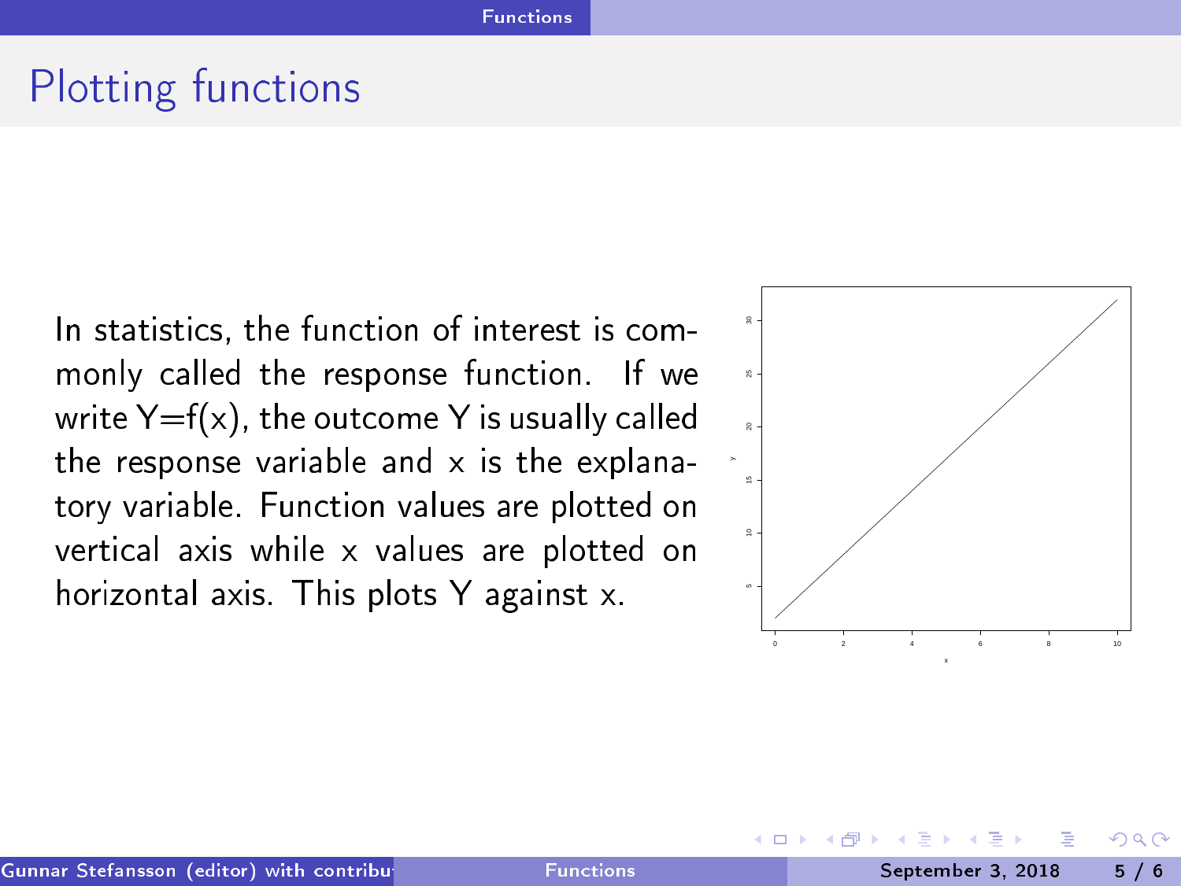# Plotting functions

In statistics, the function of interest is commonly called the response function. If we write Y=f(x), the outcome Y is usually called the response variable and x is the explanatory variable. Function values are plotted on vertical axis while x values are plotted on horizontal axis. This plots Y against x.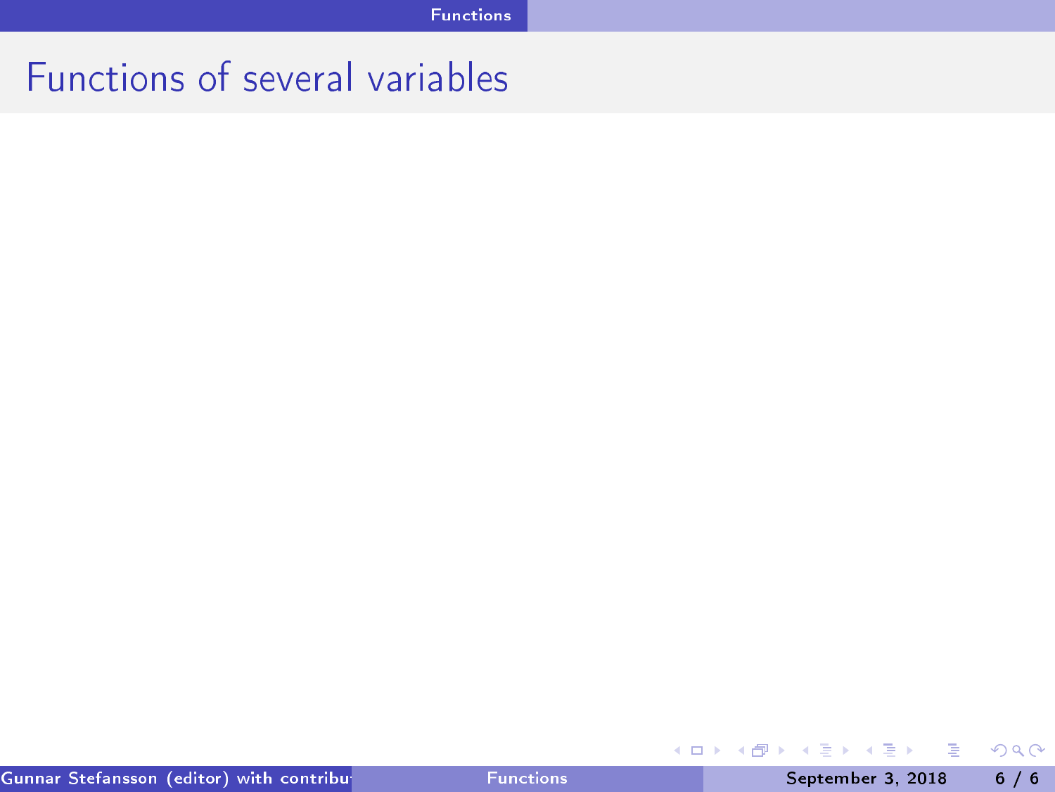# Functions of several variables